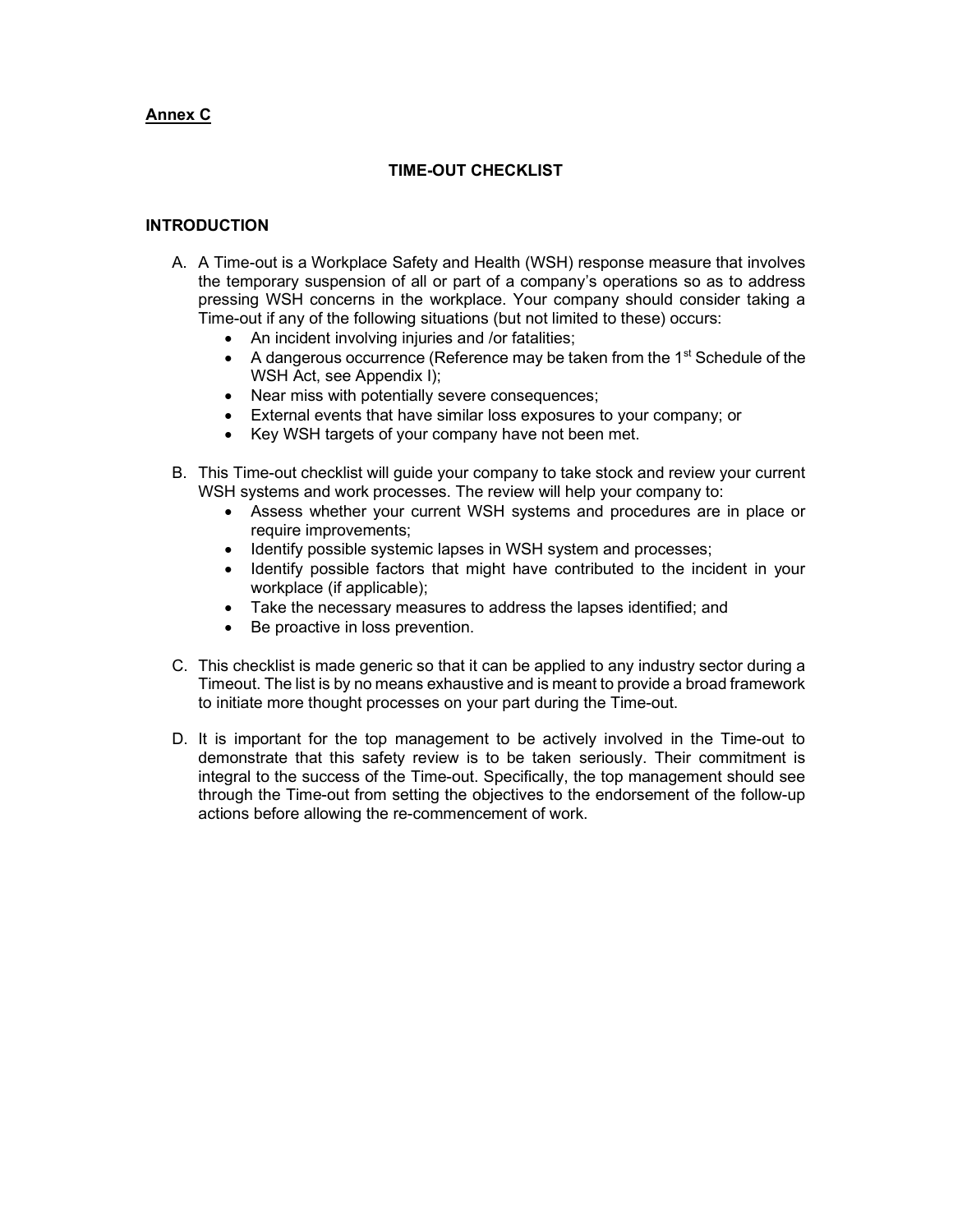**Annex C**

## TIME-OUT CHECKLIST

### INTRODUCTION

A. A Time-out is a Workplace Safety and Health (WSH) response measure that involves the temporary suspension of all or part of a company's operations so as to address pressing WSH concerns in the workplace. Your company should consider taking a Time-out if any of the following situations (but not limited to these) occurs:
   - An incident involving injuries and /or fatalities;
   - A dangerous occurrence (Reference may be taken from the 1st Schedule of the WSH Act, see Appendix I);
   - Near miss with potentially severe consequences;
   - External events that have similar loss exposures to your company; or
   - Key WSH targets of your company have not been met.

B. This Time-out checklist will guide your company to take stock and review your current WSH systems and work processes. The review will help your company to:
   - Assess whether your current WSH systems and procedures are in place or require improvements;
   - Identify possible systemic lapses in WSH system and processes;
   - Identify possible factors that might have contributed to the incident in your workplace (if applicable);
   - Take the necessary measures to address the lapses identified; and
   - Be proactive in loss prevention.

C. This checklist is made generic so that it can be applied to any industry sector during a Timeout. The list is by no means exhaustive and is meant to provide a broad framework to initiate more thought processes on your part during the Time-out.

D. It is important for the top management to be actively involved in the Time-out to demonstrate that this safety review is to be taken seriously. Their commitment is integral to the success of the Time-out. Specifically, the top management should see through the Time-out from setting the objectives to the endorsement of the follow-up actions before allowing the re-commencement of work.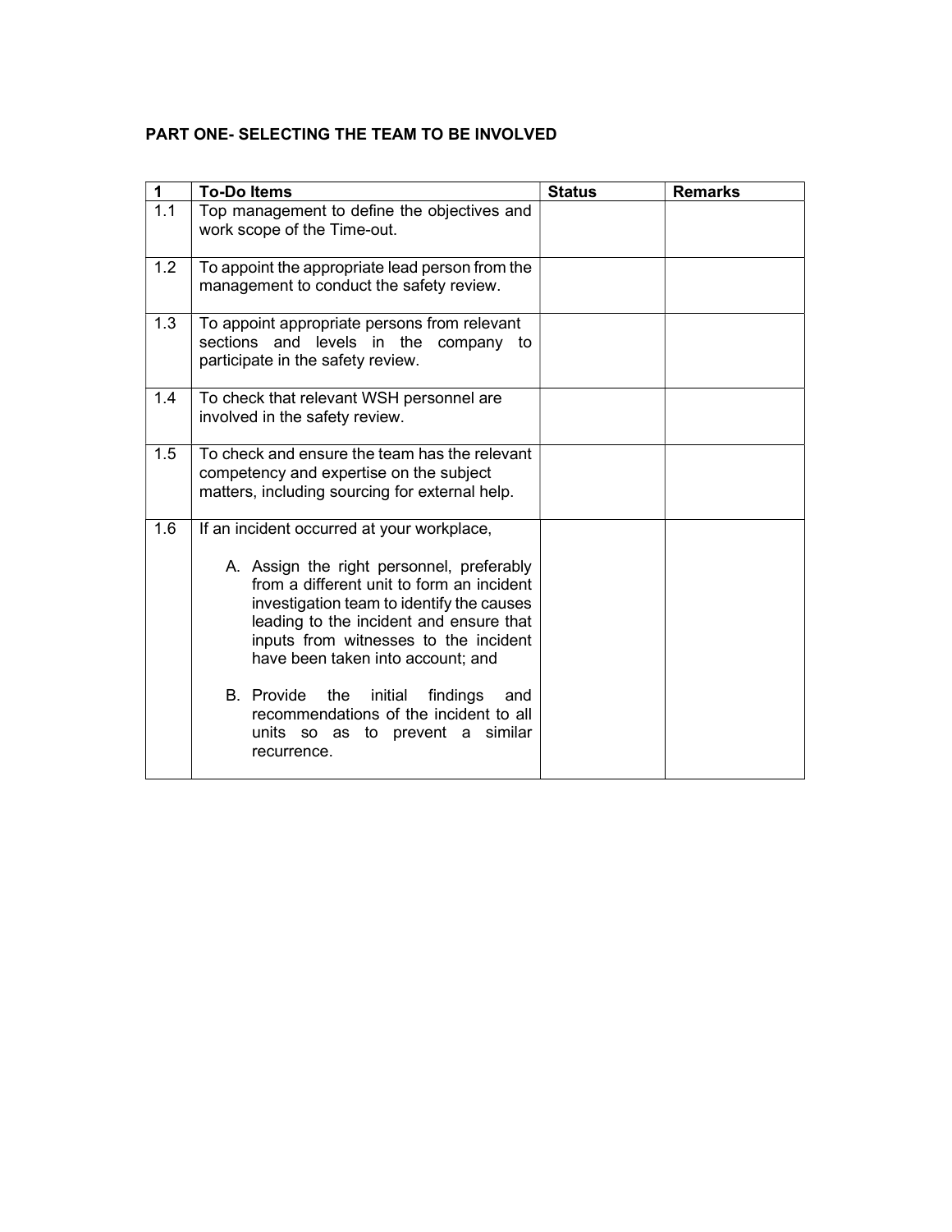## PART ONE- SELECTING THE TEAM TO BE INVOLVED

| 1 | To-Do Items | Status | Remarks |
|---|---|---|---|
| 1.1 | Top management to define the objectives and work scope of the Time-out. | | |
| 1.2 | To appoint the appropriate lead person from the management to conduct the safety review. | | |
| 1.3 | To appoint appropriate persons from relevant sections and levels in the company to participate in the safety review. | | |
| 1.4 | To check that relevant WSH personnel are involved in the safety review. | | |
| 1.5 | To check and ensure the team has the relevant competency and expertise on the subject matters, including sourcing for external help. | | |
| 1.6 | If an incident occurred at your workplace,<br><br>A. Assign the right personnel, preferably from a different unit to form an incident investigation team to identify the causes leading to the incident and ensure that inputs from witnesses to the incident have been taken into account; and<br><br>B. Provide the initial findings and recommendations of the incident to all units so as to prevent a similar recurrence. | | |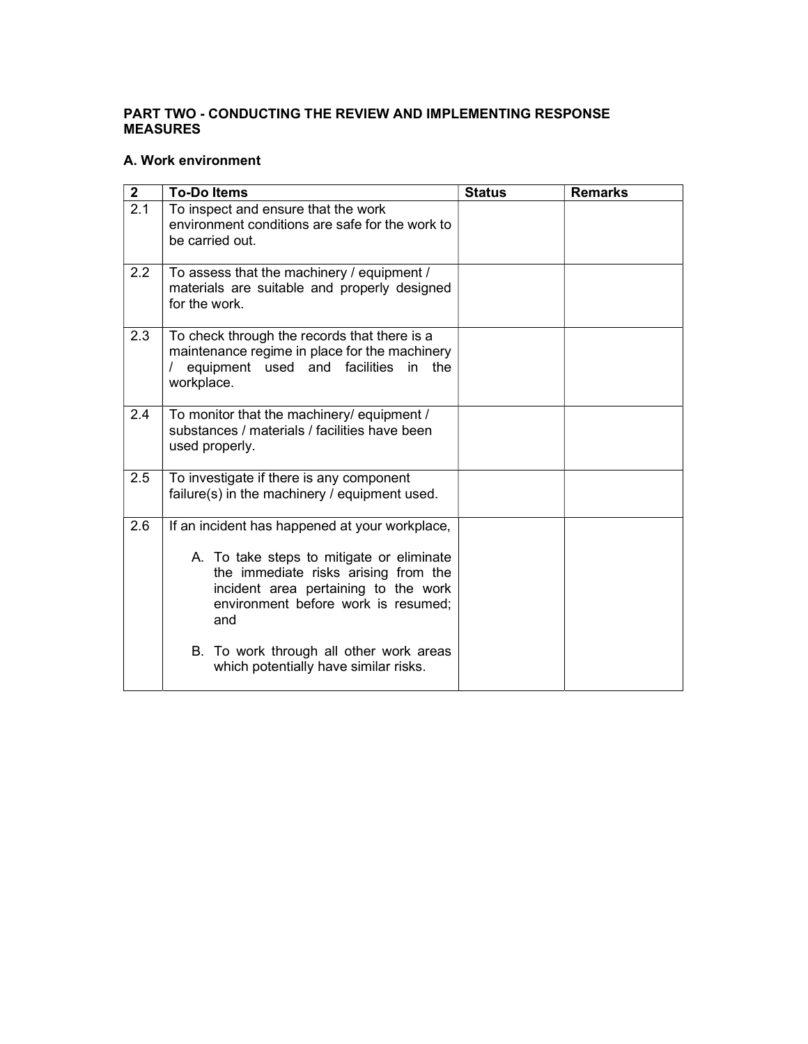**PART TWO - CONDUCTING THE REVIEW AND IMPLEMENTING RESPONSE MEASURES**

**A. Work environment**

| 2 | To-Do Items | Status | Remarks |
|---|---|---|---|
| 2.1 | To inspect and ensure that the work environment conditions are safe for the work to be carried out. | | |
| 2.2 | To assess that the machinery / equipment / materials are suitable and properly designed for the work. | | |
| 2.3 | To check through the records that there is a maintenance regime in place for the machinery / equipment used and facilities in the workplace. | | |
| 2.4 | To monitor that the machinery/ equipment / substances / materials / facilities have been used properly. | | |
| 2.5 | To investigate if there is any component failure(s) in the machinery / equipment used. | | |
| 2.6 | If an incident has happened at your workplace,<br><br>A. To take steps to mitigate or eliminate the immediate risks arising from the incident area pertaining to the work environment before work is resumed; and<br><br>B. To work through all other work areas which potentially have similar risks. | | |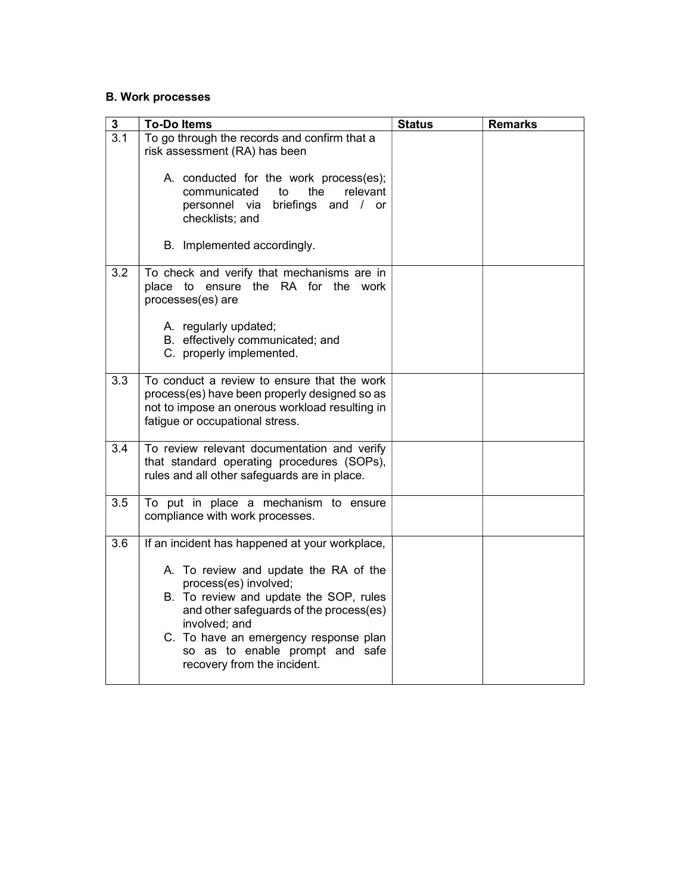**B. Work processes**

| 3 | To-Do Items | Status | Remarks |
|---|---|---|---|
| 3.1 | To go through the records and confirm that a risk assessment (RA) has been<br><br>A. conducted for the work process(es); communicated to the relevant personnel via briefings and / or checklists; and<br><br>B. Implemented accordingly. | | |
| 3.2 | To check and verify that mechanisms are in place to ensure the RA for the work processes(es) are<br><br>A. regularly updated;<br>B. effectively communicated; and<br>C. properly implemented. | | |
| 3.3 | To conduct a review to ensure that the work process(es) have been properly designed so as not to impose an onerous workload resulting in fatigue or occupational stress. | | |
| 3.4 | To review relevant documentation and verify that standard operating procedures (SOPs), rules and all other safeguards are in place. | | |
| 3.5 | To put in place a mechanism to ensure compliance with work processes. | | |
| 3.6 | If an incident has happened at your workplace,<br><br>A. To review and update the RA of the process(es) involved;<br>B. To review and update the SOP, rules and other safeguards of the process(es) involved; and<br>C. To have an emergency response plan so as to enable prompt and safe recovery from the incident. | | |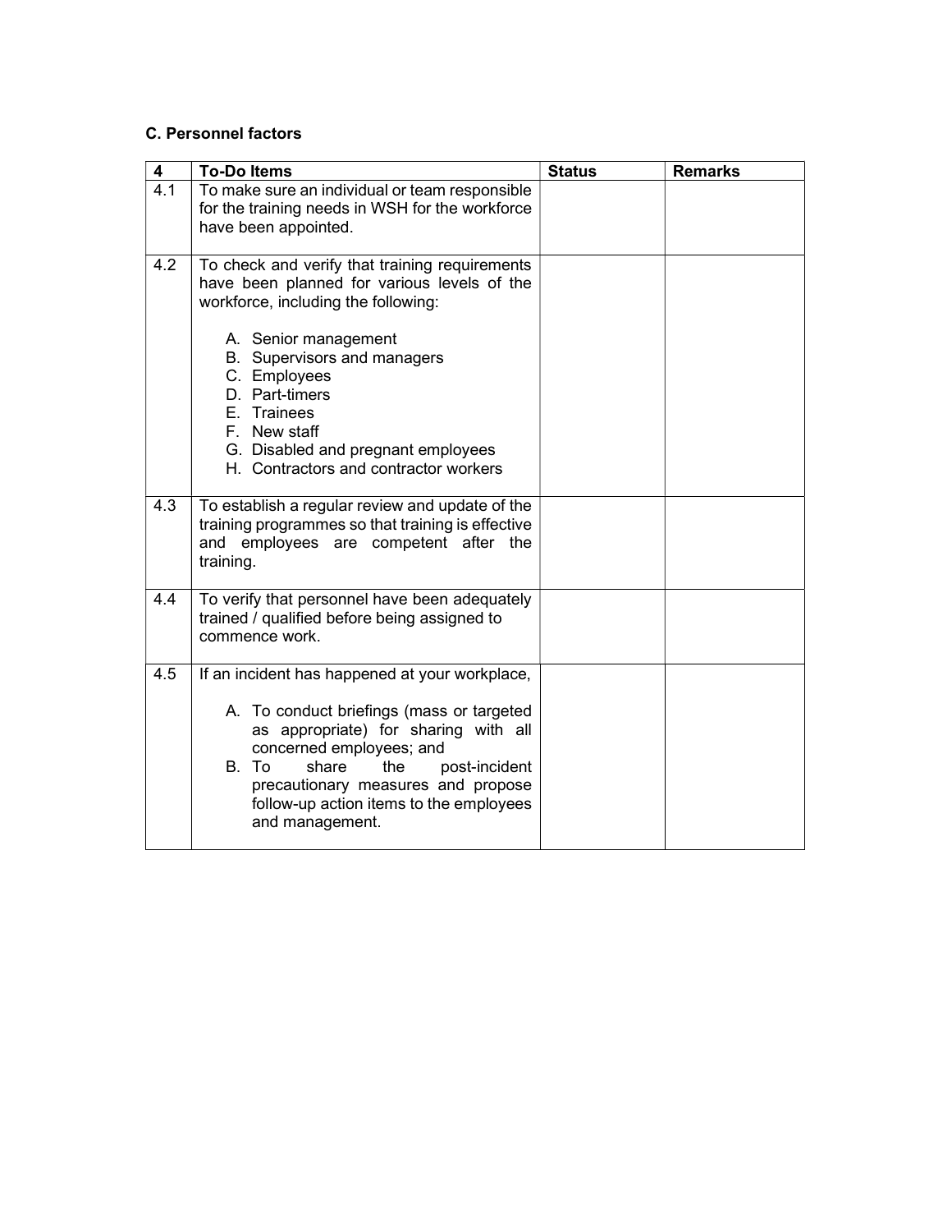### C. Personnel factors

| 4 | To-Do Items | Status | Remarks |
|---|---|---|---|
| 4.1 | To make sure an individual or team responsible for the training needs in WSH for the workforce have been appointed. | | |
| 4.2 | To check and verify that training requirements have been planned for various levels of the workforce, including the following:<br><br>A. Senior management<br>B. Supervisors and managers<br>C. Employees<br>D. Part-timers<br>E. Trainees<br>F. New staff<br>G. Disabled and pregnant employees<br>H. Contractors and contractor workers | | |
| 4.3 | To establish a regular review and update of the training programmes so that training is effective and employees are competent after the training. | | |
| 4.4 | To verify that personnel have been adequately trained / qualified before being assigned to commence work. | | |
| 4.5 | If an incident has happened at your workplace,<br><br>A. To conduct briefings (mass or targeted as appropriate) for sharing with all concerned employees; and<br>B. To share the post-incident precautionary measures and propose follow-up action items to the employees and management. | | |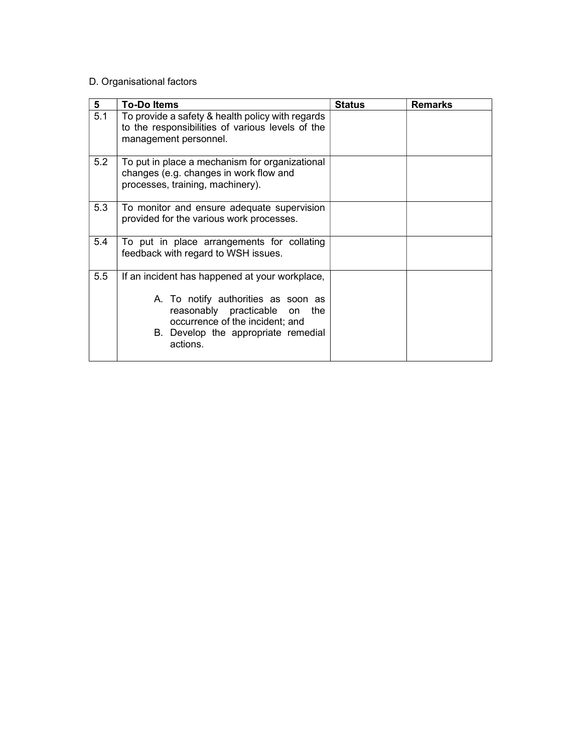D. Organisational factors

| 5 | To-Do Items | Status | Remarks |
|---|---|---|---|
| 5.1 | To provide a safety & health policy with regards to the responsibilities of various levels of the management personnel. | | |
| 5.2 | To put in place a mechanism for organizational changes (e.g. changes in work flow and processes, training, machinery). | | |
| 5.3 | To monitor and ensure adequate supervision provided for the various work processes. | | |
| 5.4 | To put in place arrangements for collating feedback with regard to WSH issues. | | |
| 5.5 | If an incident has happened at your workplace,<br><br>A. To notify authorities as soon as reasonably practicable on the occurrence of the incident; and<br>B. Develop the appropriate remedial actions. | | |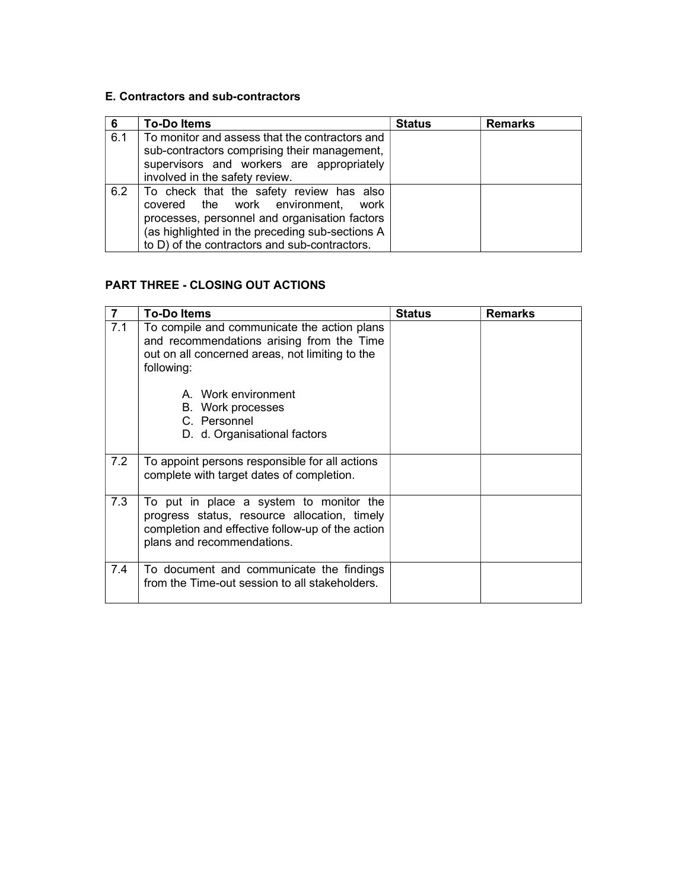### E. Contractors and sub-contractors

| 6 | To-Do Items | Status | Remarks |
|---|---|---|---|
| 6.1 | To monitor and assess that the contractors and sub-contractors comprising their management, supervisors and workers are appropriately involved in the safety review. | | |
| 6.2 | To check that the safety review has also covered the work environment, work processes, personnel and organisation factors (as highlighted in the preceding sub-sections A to D) of the contractors and sub-contractors. | | |

## PART THREE - CLOSING OUT ACTIONS

| 7 | To-Do Items | Status | Remarks |
|---|---|---|---|
| 7.1 | To compile and communicate the action plans and recommendations arising from the Time out on all concerned areas, not limiting to the following:<br><br>A. Work environment<br>B. Work processes<br>C. Personnel<br>D. d. Organisational factors | | |
| 7.2 | To appoint persons responsible for all actions complete with target dates of completion. | | |
| 7.3 | To put in place a system to monitor the progress status, resource allocation, timely completion and effective follow-up of the action plans and recommendations. | | |
| 7.4 | To document and communicate the findings from the Time-out session to all stakeholders. | | |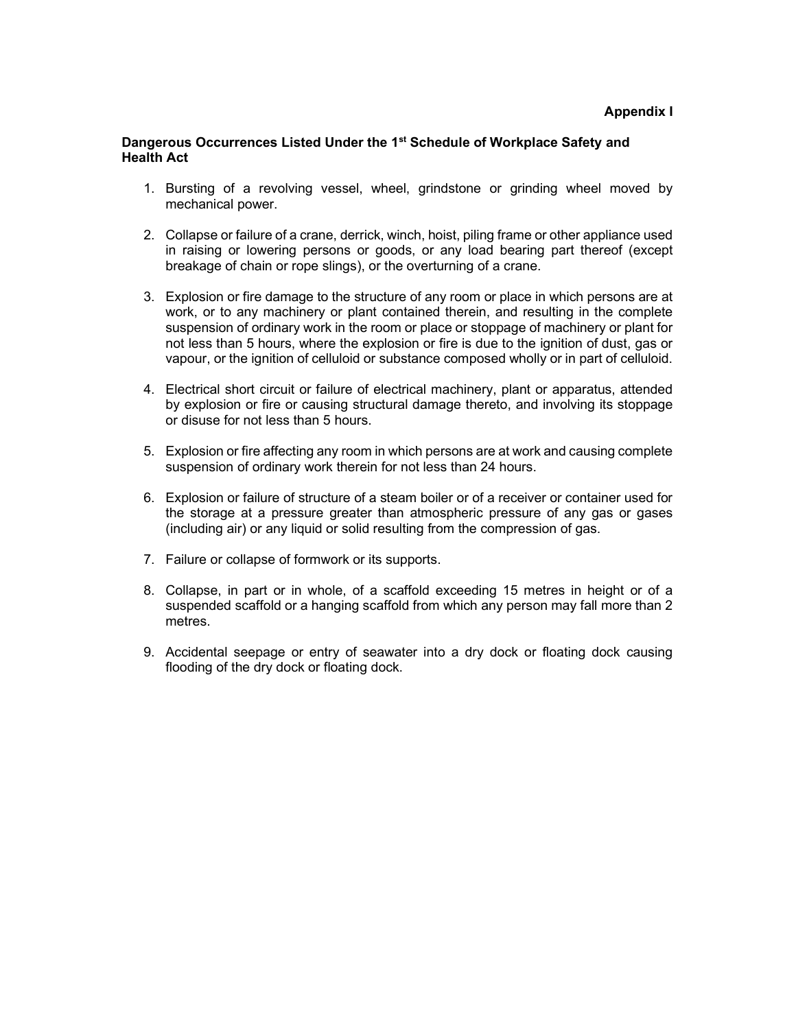**Appendix I**

**Dangerous Occurrences Listed Under the 1st Schedule of Workplace Safety and Health Act**

1. Bursting of a revolving vessel, wheel, grindstone or grinding wheel moved by mechanical power.

2. Collapse or failure of a crane, derrick, winch, hoist, piling frame or other appliance used in raising or lowering persons or goods, or any load bearing part thereof (except breakage of chain or rope slings), or the overturning of a crane.

3. Explosion or fire damage to the structure of any room or place in which persons are at work, or to any machinery or plant contained therein, and resulting in the complete suspension of ordinary work in the room or place or stoppage of machinery or plant for not less than 5 hours, where the explosion or fire is due to the ignition of dust, gas or vapour, or the ignition of celluloid or substance composed wholly or in part of celluloid.

4. Electrical short circuit or failure of electrical machinery, plant or apparatus, attended by explosion or fire or causing structural damage thereto, and involving its stoppage or disuse for not less than 5 hours.

5. Explosion or fire affecting any room in which persons are at work and causing complete suspension of ordinary work therein for not less than 24 hours.

6. Explosion or failure of structure of a steam boiler or of a receiver or container used for the storage at a pressure greater than atmospheric pressure of any gas or gases (including air) or any liquid or solid resulting from the compression of gas.

7. Failure or collapse of formwork or its supports.

8. Collapse, in part or in whole, of a scaffold exceeding 15 metres in height or of a suspended scaffold or a hanging scaffold from which any person may fall more than 2 metres.

9. Accidental seepage or entry of seawater into a dry dock or floating dock causing flooding of the dry dock or floating dock.